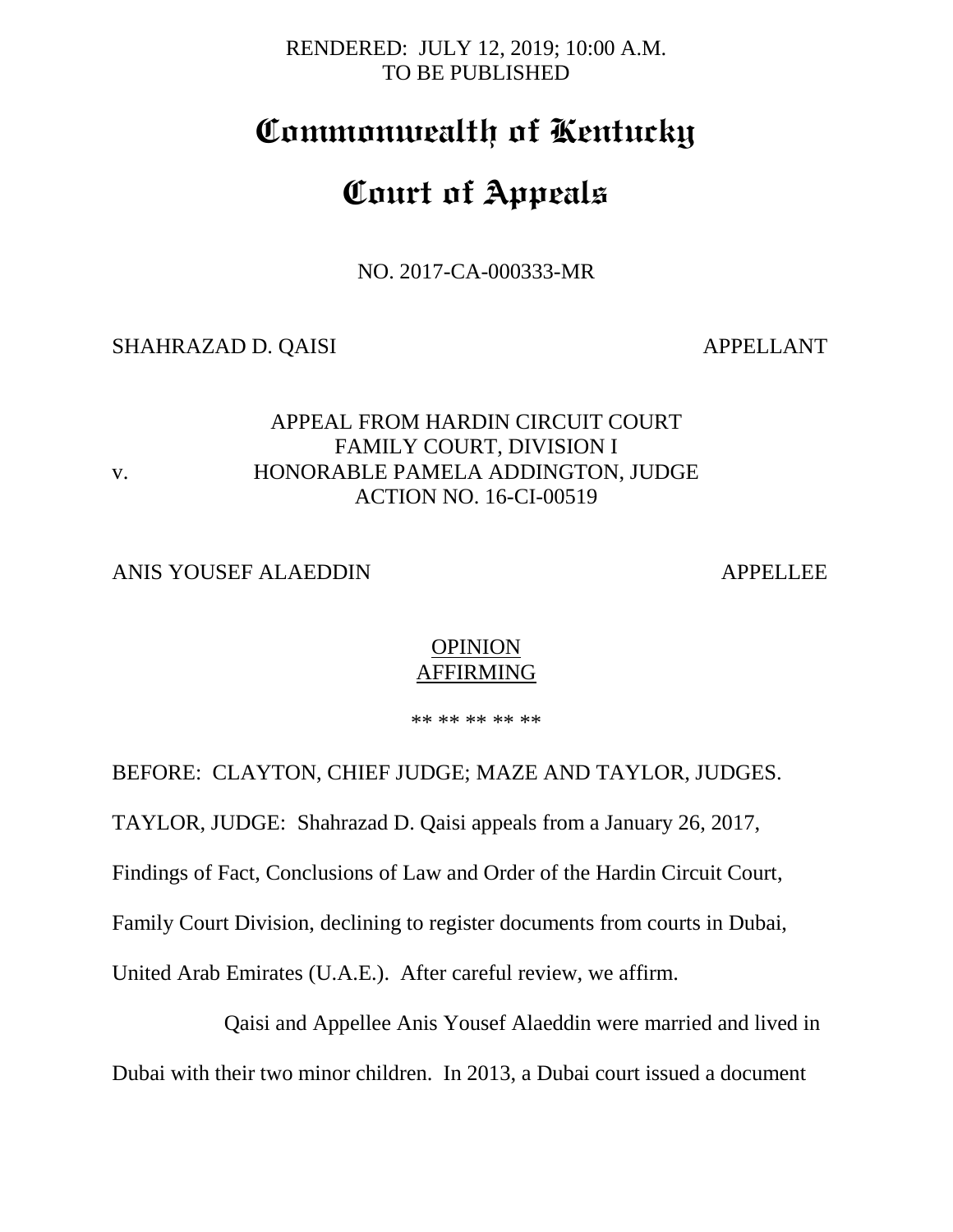RENDERED: JULY 12, 2019; 10:00 A.M.
TO BE PUBLISHED

# Commonwealth of Kentucky

# Court of Appeals

NO. 2017-CA-000333-MR

SHAHRAZAD D. QAISI APPELLANT

APPEAL FROM HARDIN CIRCUIT COURT
FAMILY COURT, DIVISION I
v. HONORABLE PAMELA ADDINGTON, JUDGE
ACTION NO. 16-CI-00519

ANIS YOUSEF ALAEDDIN APPELLEE

OPINION
AFFIRMING

** ** ** ** **

BEFORE: CLAYTON, CHIEF JUDGE; MAZE AND TAYLOR, JUDGES.

TAYLOR, JUDGE: Shahrazad D. Qaisi appeals from a January 26, 2017, Findings of Fact, Conclusions of Law and Order of the Hardin Circuit Court, Family Court Division, declining to register documents from courts in Dubai, United Arab Emirates (U.A.E.). After careful review, we affirm.

Qaisi and Appellee Anis Yousef Alaeddin were married and lived in Dubai with their two minor children. In 2013, a Dubai court issued a document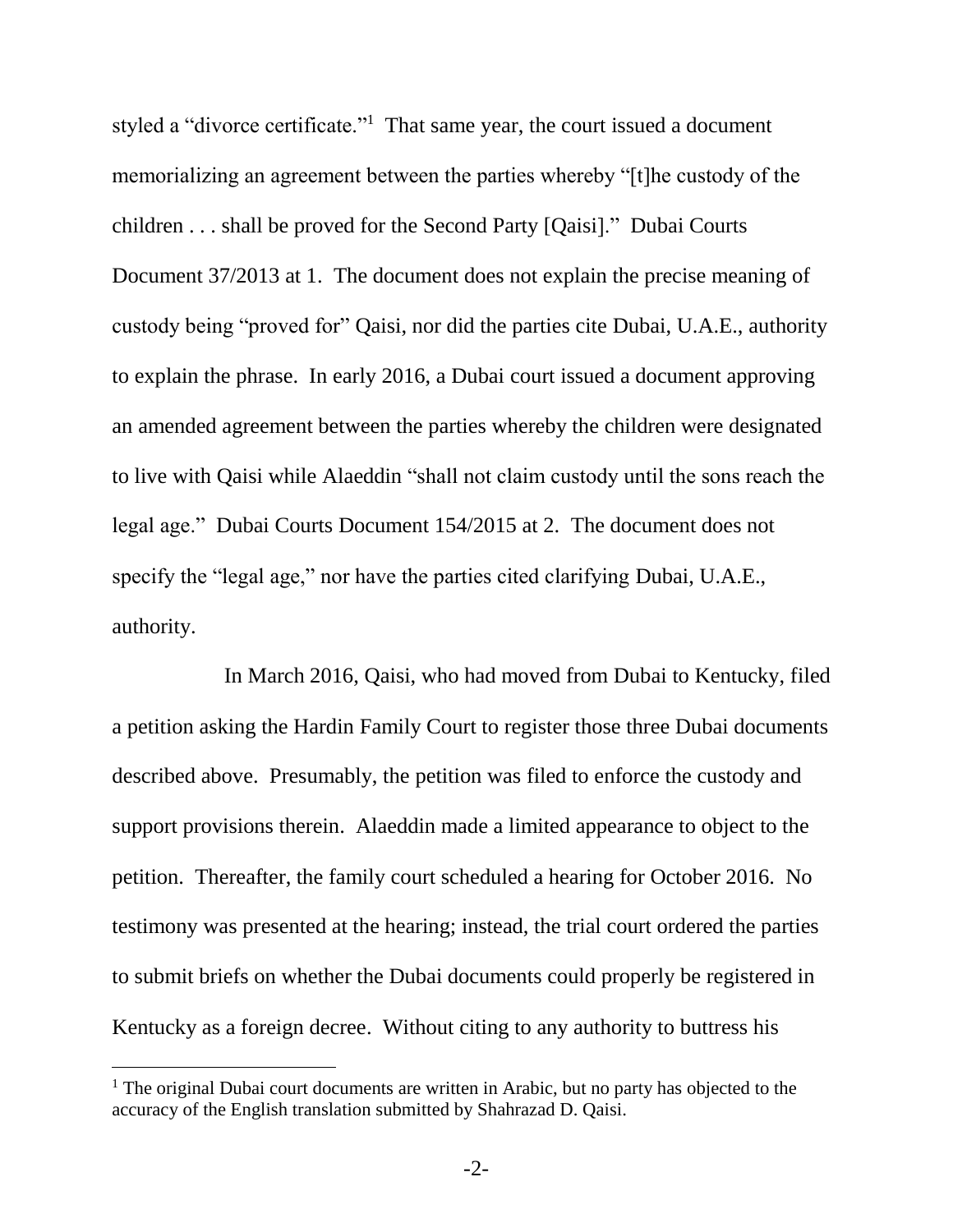styled a "divorce certificate."[1] That same year, the court issued a document memorializing an agreement between the parties whereby "[t]he custody of the children . . . shall be proved for the Second Party [Qaisi]." Dubai Courts Document 37/2013 at 1. The document does not explain the precise meaning of custody being "proved for" Qaisi, nor did the parties cite Dubai, U.A.E., authority to explain the phrase. In early 2016, a Dubai court issued a document approving an amended agreement between the parties whereby the children were designated to live with Qaisi while Alaeddin "shall not claim custody until the sons reach the legal age." Dubai Courts Document 154/2015 at 2. The document does not specify the "legal age," nor have the parties cited clarifying Dubai, U.A.E., authority.

In March 2016, Qaisi, who had moved from Dubai to Kentucky, filed a petition asking the Hardin Family Court to register those three Dubai documents described above. Presumably, the petition was filed to enforce the custody and support provisions therein. Alaeddin made a limited appearance to object to the petition. Thereafter, the family court scheduled a hearing for October 2016. No testimony was presented at the hearing; instead, the trial court ordered the parties to submit briefs on whether the Dubai documents could properly be registered in Kentucky as a foreign decree. Without citing to any authority to buttress his

[1] The original Dubai court documents are written in Arabic, but no party has objected to the accuracy of the English translation submitted by Shahrazad D. Qaisi.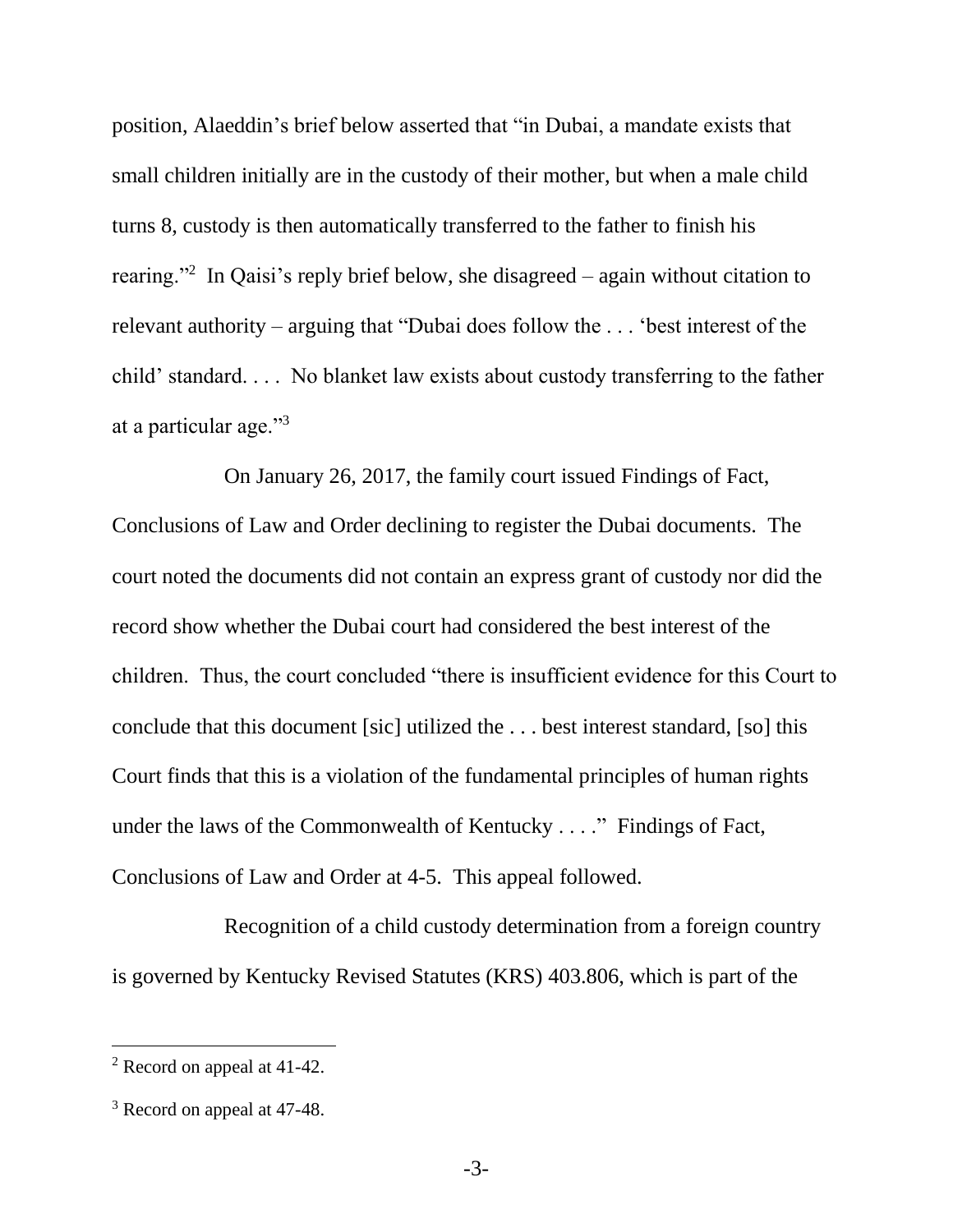position, Alaeddin's brief below asserted that "in Dubai, a mandate exists that small children initially are in the custody of their mother, but when a male child turns 8, custody is then automatically transferred to the father to finish his rearing."[2] In Qaisi's reply brief below, she disagreed – again without citation to relevant authority – arguing that "Dubai does follow the . . . 'best interest of the child' standard. . . . No blanket law exists about custody transferring to the father at a particular age."[3]

On January 26, 2017, the family court issued Findings of Fact, Conclusions of Law and Order declining to register the Dubai documents. The court noted the documents did not contain an express grant of custody nor did the record show whether the Dubai court had considered the best interest of the children. Thus, the court concluded "there is insufficient evidence for this Court to conclude that this document [sic] utilized the . . . best interest standard, [so] this Court finds that this is a violation of the fundamental principles of human rights under the laws of the Commonwealth of Kentucky . . . ." Findings of Fact, Conclusions of Law and Order at 4-5. This appeal followed.

Recognition of a child custody determination from a foreign country is governed by Kentucky Revised Statutes (KRS) 403.806, which is part of the

---

[2] Record on appeal at 41-42.

[3] Record on appeal at 47-48.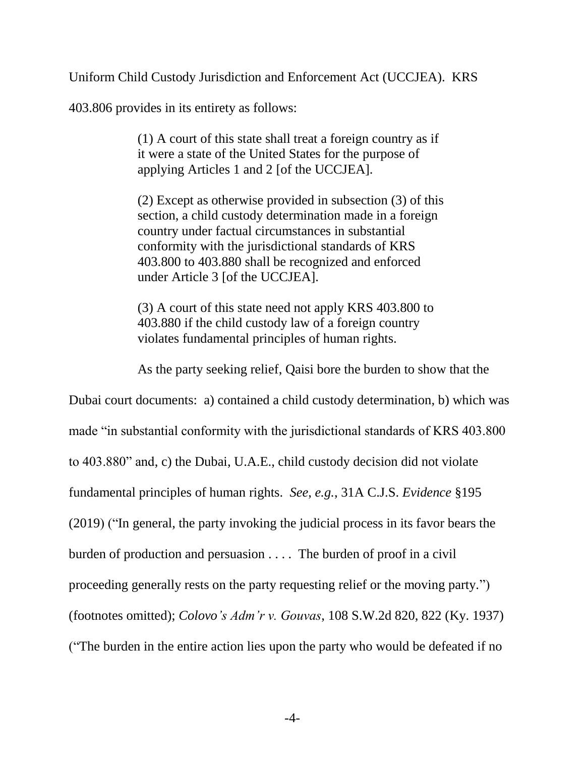Uniform Child Custody Jurisdiction and Enforcement Act (UCCJEA). KRS 403.806 provides in its entirety as follows:

> (1) A court of this state shall treat a foreign country as if it were a state of the United States for the purpose of applying Articles 1 and 2 [of the UCCJEA].
>
> (2) Except as otherwise provided in subsection (3) of this section, a child custody determination made in a foreign country under factual circumstances in substantial conformity with the jurisdictional standards of KRS 403.800 to 403.880 shall be recognized and enforced under Article 3 [of the UCCJEA].
>
> (3) A court of this state need not apply KRS 403.800 to 403.880 if the child custody law of a foreign country violates fundamental principles of human rights.

As the party seeking relief, Qaisi bore the burden to show that the Dubai court documents: a) contained a child custody determination, b) which was made "in substantial conformity with the jurisdictional standards of KRS 403.800 to 403.880" and, c) the Dubai, U.A.E., child custody decision did not violate fundamental principles of human rights. *See, e.g.*, 31A C.J.S. *Evidence* §195 (2019) ("In general, the party invoking the judicial process in its favor bears the burden of production and persuasion . . . . The burden of proof in a civil proceeding generally rests on the party requesting relief or the moving party.") (footnotes omitted); *Colovo's Adm'r v. Gouvas*, 108 S.W.2d 820, 822 (Ky. 1937) ("The burden in the entire action lies upon the party who would be defeated if no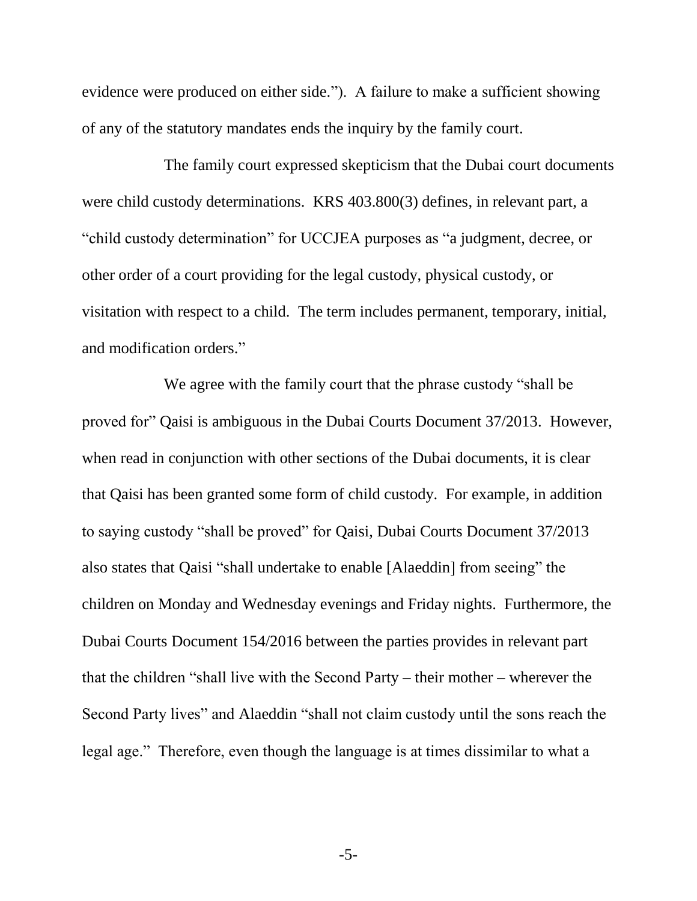evidence were produced on either side."). A failure to make a sufficient showing of any of the statutory mandates ends the inquiry by the family court.

The family court expressed skepticism that the Dubai court documents were child custody determinations. KRS 403.800(3) defines, in relevant part, a "child custody determination" for UCCJEA purposes as "a judgment, decree, or other order of a court providing for the legal custody, physical custody, or visitation with respect to a child. The term includes permanent, temporary, initial, and modification orders."

We agree with the family court that the phrase custody "shall be proved for" Qaisi is ambiguous in the Dubai Courts Document 37/2013. However, when read in conjunction with other sections of the Dubai documents, it is clear that Qaisi has been granted some form of child custody. For example, in addition to saying custody "shall be proved" for Qaisi, Dubai Courts Document 37/2013 also states that Qaisi "shall undertake to enable [Alaeddin] from seeing" the children on Monday and Wednesday evenings and Friday nights. Furthermore, the Dubai Courts Document 154/2016 between the parties provides in relevant part that the children "shall live with the Second Party – their mother – wherever the Second Party lives" and Alaeddin "shall not claim custody until the sons reach the legal age." Therefore, even though the language is at times dissimilar to what a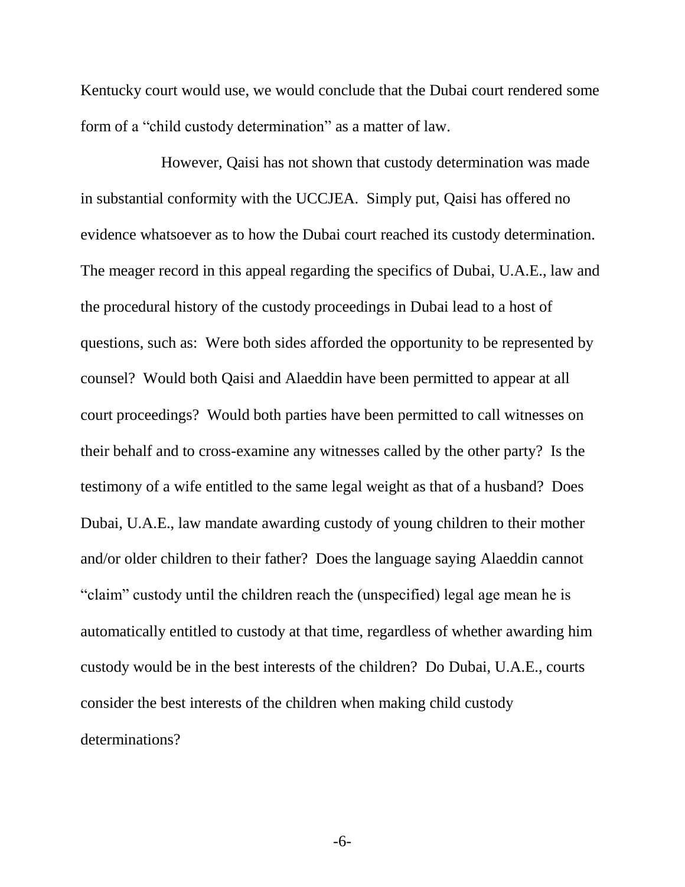Kentucky court would use, we would conclude that the Dubai court rendered some form of a "child custody determination" as a matter of law.

However, Qaisi has not shown that custody determination was made in substantial conformity with the UCCJEA. Simply put, Qaisi has offered no evidence whatsoever as to how the Dubai court reached its custody determination. The meager record in this appeal regarding the specifics of Dubai, U.A.E., law and the procedural history of the custody proceedings in Dubai lead to a host of questions, such as: Were both sides afforded the opportunity to be represented by counsel? Would both Qaisi and Alaeddin have been permitted to appear at all court proceedings? Would both parties have been permitted to call witnesses on their behalf and to cross-examine any witnesses called by the other party? Is the testimony of a wife entitled to the same legal weight as that of a husband? Does Dubai, U.A.E., law mandate awarding custody of young children to their mother and/or older children to their father? Does the language saying Alaeddin cannot "claim" custody until the children reach the (unspecified) legal age mean he is automatically entitled to custody at that time, regardless of whether awarding him custody would be in the best interests of the children? Do Dubai, U.A.E., courts consider the best interests of the children when making child custody determinations?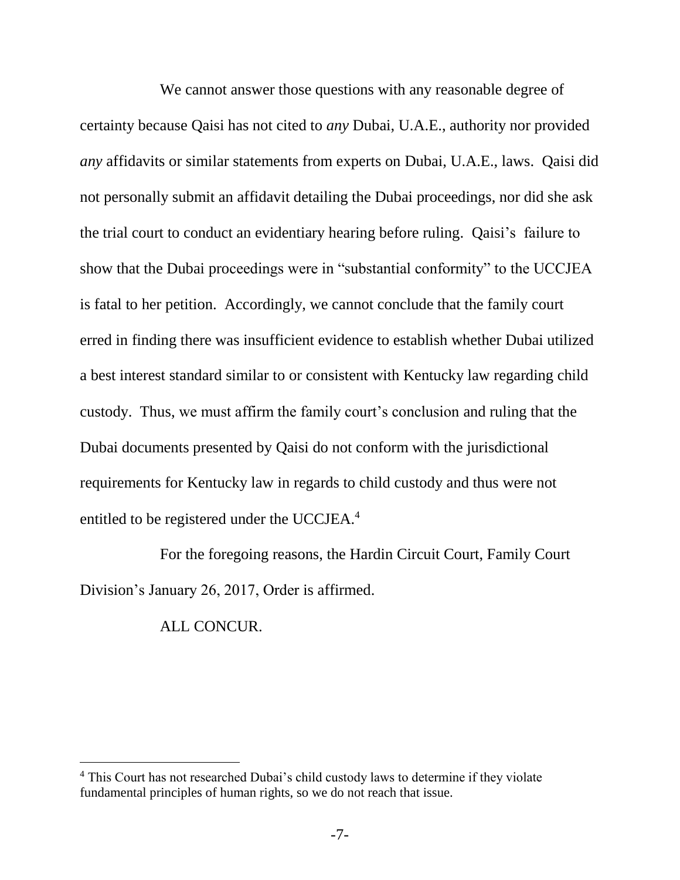We cannot answer those questions with any reasonable degree of certainty because Qaisi has not cited to *any* Dubai, U.A.E., authority nor provided *any* affidavits or similar statements from experts on Dubai, U.A.E., laws. Qaisi did not personally submit an affidavit detailing the Dubai proceedings, nor did she ask the trial court to conduct an evidentiary hearing before ruling. Qaisi's failure to show that the Dubai proceedings were in "substantial conformity" to the UCCJEA is fatal to her petition. Accordingly, we cannot conclude that the family court erred in finding there was insufficient evidence to establish whether Dubai utilized a best interest standard similar to or consistent with Kentucky law regarding child custody. Thus, we must affirm the family court's conclusion and ruling that the Dubai documents presented by Qaisi do not conform with the jurisdictional requirements for Kentucky law in regards to child custody and thus were not entitled to be registered under the UCCJEA.[4]

For the foregoing reasons, the Hardin Circuit Court, Family Court Division's January 26, 2017, Order is affirmed.

ALL CONCUR.

---

[4] This Court has not researched Dubai's child custody laws to determine if they violate fundamental principles of human rights, so we do not reach that issue.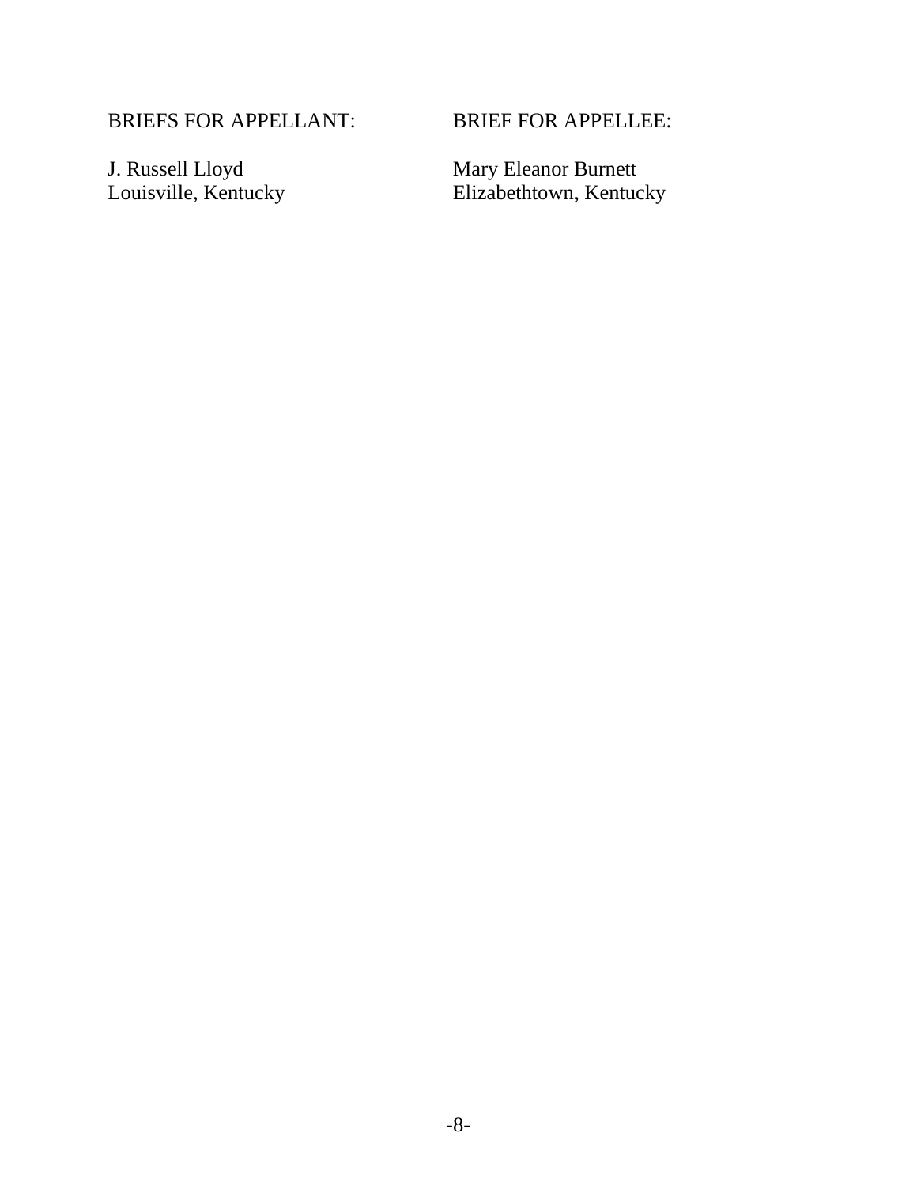| BRIEFS FOR APPELLANT: | BRIEF FOR APPELLEE: |
| --- | --- |
| J. Russell Lloyd<br>Louisville, Kentucky | Mary Eleanor Burnett<br>Elizabethtown, Kentucky |